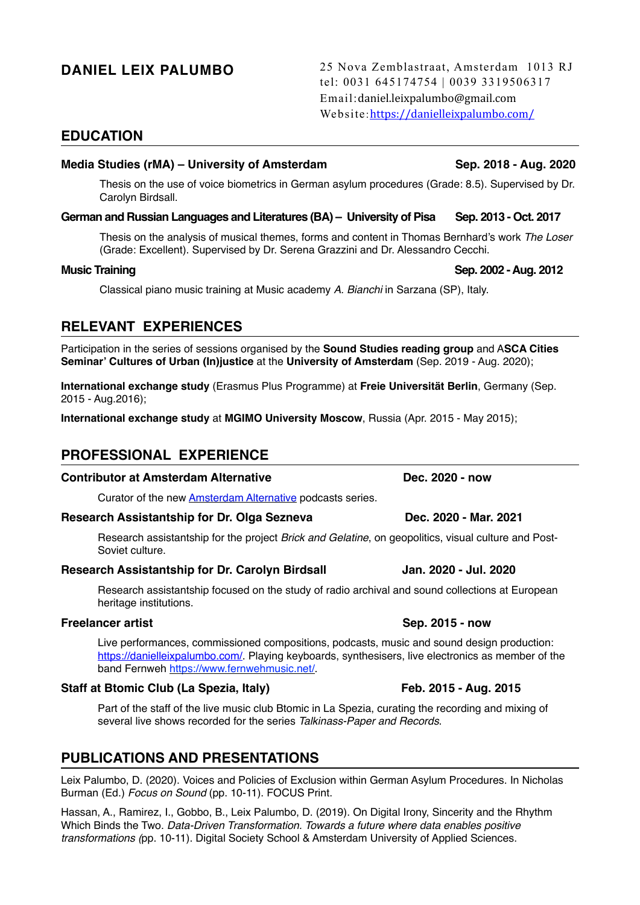# DANIEL LEIX PALUMBO

25 Nova Zemblastraat, Amsterdam 1013 RJ
tel: 0031 645174754 | 0039 3319506317
Email:daniel.leixpalumbo@gmail.com
Website:[https://danielleixpalumbo.com/](https://danielleixpalumbo.com/)

## EDUCATION

**Media Studies (rMA) – University of Amsterdam** **Sep. 2018 - Aug. 2020**

Thesis on the use of voice biometrics in German asylum procedures (Grade: 8.5). Supervised by Dr. Carolyn Birdsall.

**German and Russian Languages and Literatures (BA) – University of Pisa** **Sep. 2013 - Oct. 2017**

Thesis on the analysis of musical themes, forms and content in Thomas Bernhard's work *The Loser* (Grade: Excellent). Supervised by Dr. Serena Grazzini and Dr. Alessandro Cecchi.

**Music Training** **Sep. 2002 - Aug. 2012**

Classical piano music training at Music academy *A. Bianchi* in Sarzana (SP), Italy.

## RELEVANT EXPERIENCES

Participation in the series of sessions organised by the **Sound Studies reading group** and A**SCA Cities Seminar' Cultures of Urban (In)justice** at the **University of Amsterdam** (Sep. 2019 - Aug. 2020);

**International exchange study** (Erasmus Plus Programme) at **Freie Universität Berlin**, Germany (Sep. 2015 - Aug.2016);

**International exchange study** at **MGIMO University Moscow**, Russia (Apr. 2015 - May 2015);

## PROFESSIONAL EXPERIENCE

**Contributor at Amsterdam Alternative** **Dec. 2020 - now**

Curator of the new [Amsterdam Alternative]() podcasts series.

**Research Assistantship for Dr. Olga Sezneva** **Dec. 2020 - Mar. 2021**

Research assistantship for the project *Brick and Gelatine*, on geopolitics, visual culture and Post-Soviet culture.

**Research Assistantship for Dr. Carolyn Birdsall** **Jan. 2020 - Jul. 2020**

Research assistantship focused on the study of radio archival and sound collections at European heritage institutions.

**Freelancer artist** **Sep. 2015 - now**

Live performances, commissioned compositions, podcasts, music and sound design production: [https://danielleixpalumbo.com/](https://danielleixpalumbo.com/). Playing keyboards, synthesisers, live electronics as member of the band Fernweh [https://www.fernwehmusic.net/](https://www.fernwehmusic.net/).

**Staff at Btomic Club (La Spezia, Italy)** **Feb. 2015 - Aug. 2015**

Part of the staff of the live music club Btomic in La Spezia, curating the recording and mixing of several live shows recorded for the series *Talkinass-Paper and Records*.

## PUBLICATIONS AND PRESENTATIONS

Leix Palumbo, D. (2020). Voices and Policies of Exclusion within German Asylum Procedures. In Nicholas Burman (Ed.) *Focus on Sound* (pp. 10-11). FOCUS Print.

Hassan, A., Ramirez, I., Gobbo, B., Leix Palumbo, D. (2019). On Digital Irony, Sincerity and the Rhythm Which Binds the Two. *Data-Driven Transformation. Towards a future where data enables positive transformations (*pp. 10-11). Digital Society School & Amsterdam University of Applied Sciences.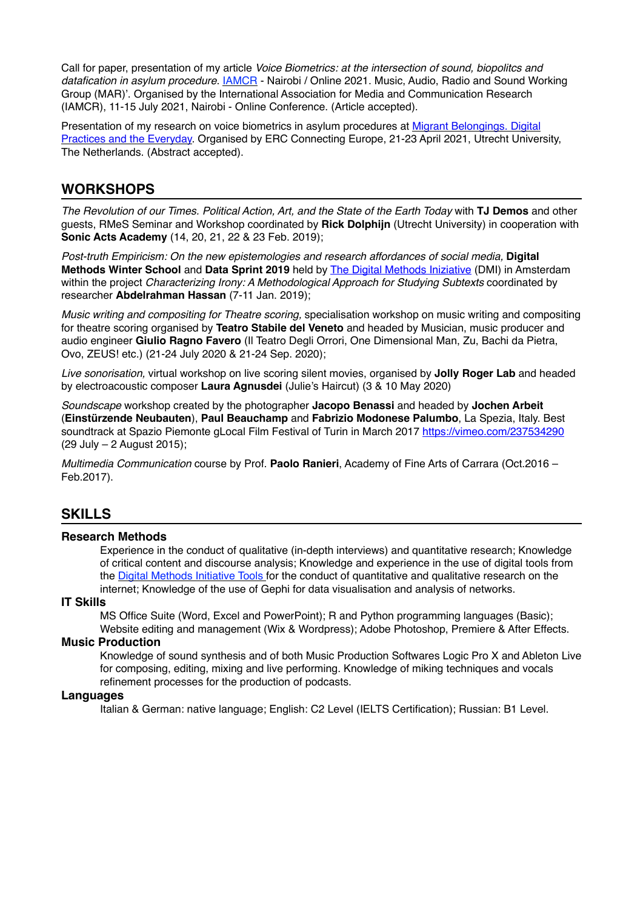Call for paper, presentation of my article *Voice Biometrics: at the intersection of sound, biopolitcs and datafication in asylum procedure*. [IAMCR](#) - Nairobi / Online 2021. Music, Audio, Radio and Sound Working Group (MAR)'. Organised by the International Association for Media and Communication Research (IAMCR), 11-15 July 2021, Nairobi - Online Conference. (Article accepted).

Presentation of my research on voice biometrics in asylum procedures at [Migrant Belongings. Digital Practices and the Everyday](#). Organised by ERC Connecting Europe, 21-23 April 2021, Utrecht University, The Netherlands. (Abstract accepted).

## WORKSHOPS

*The Revolution of our Times. Political Action, Art, and the State of the Earth Today* with **TJ Demos** and other guests, RMeS Seminar and Workshop coordinated by **Rick Dolphijn** (Utrecht University) in cooperation with **Sonic Acts Academy** (14, 20, 21, 22 & 23 Feb. 2019);

*Post-truth Empiricism: On the new epistemologies and research affordances of social media,* **Digital Methods Winter School** and **Data Sprint 2019** held by [The Digital Methods Iniziative](#) (DMI) in Amsterdam within the project *Characterizing Irony: A Methodological Approach for Studying Subtexts* coordinated by researcher **Abdelrahman Hassan** (7-11 Jan. 2019);

*Music writing and compositing for Theatre scoring,* specialisation workshop on music writing and compositing for theatre scoring organised by **Teatro Stabile del Veneto** and headed by Musician, music producer and audio engineer **Giulio Ragno Favero** (Il Teatro Degli Orrori, One Dimensional Man, Zu, Bachi da Pietra, Ovo, ZEUS! etc.) (21-24 July 2020 & 21-24 Sep. 2020);

*Live sonorisation,* virtual workshop on live scoring silent movies, organised by **Jolly Roger Lab** and headed by electroacoustic composer **Laura Agnusdei** (Julie's Haircut) (3 & 10 May 2020)

*Soundscape* workshop created by the photographer **Jacopo Benassi** and headed by **Jochen Arbeit** (**Einstürzende Neubauten**), **Paul Beauchamp** and **Fabrizio Modonese Palumbo**, La Spezia, Italy. Best soundtrack at Spazio Piemonte gLocal Film Festival of Turin in March 2017 [https://vimeo.com/237534290](https://vimeo.com/237534290) (29 July – 2 August 2015);

*Multimedia Communication* course by Prof. **Paolo Ranieri**, Academy of Fine Arts of Carrara (Oct.2016 – Feb.2017).

## SKILLS

### Research Methods

Experience in the conduct of qualitative (in-depth interviews) and quantitative research; Knowledge of critical content and discourse analysis; Knowledge and experience in the use of digital tools from the [Digital Methods Initiative Tools](#) for the conduct of quantitative and qualitative research on the internet; Knowledge of the use of Gephi for data visualisation and analysis of networks.

### IT Skills

MS Office Suite (Word, Excel and PowerPoint); R and Python programming languages (Basic); Website editing and management (Wix & Wordpress); Adobe Photoshop, Premiere & After Effects.

### Music Production

Knowledge of sound synthesis and of both Music Production Softwares Logic Pro X and Ableton Live for composing, editing, mixing and live performing. Knowledge of miking techniques and vocals refinement processes for the production of podcasts.

### Languages

Italian & German: native language; English: C2 Level (IELTS Certification); Russian: B1 Level.